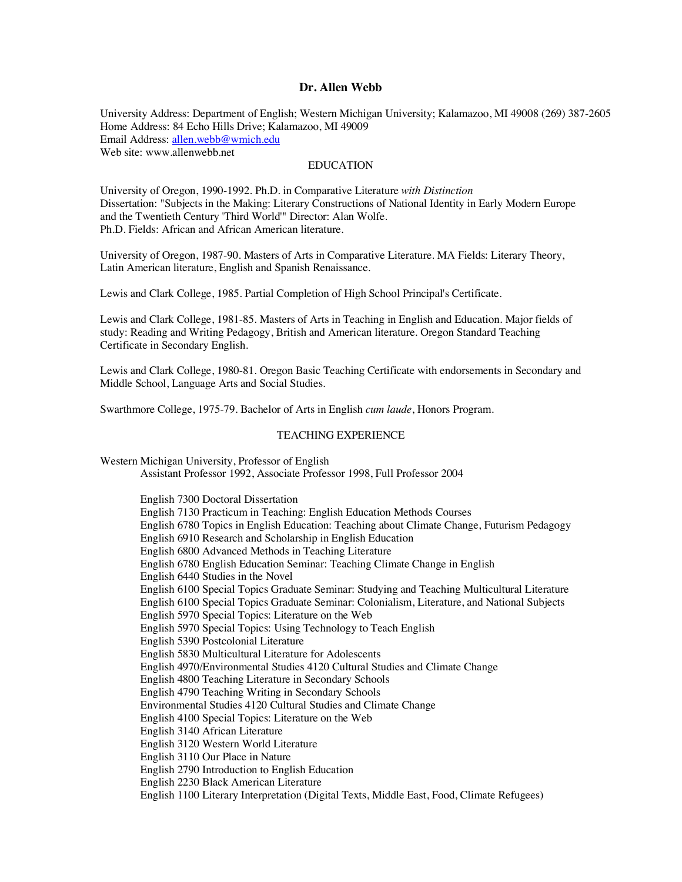# Dr. Allen Webb

University Address: Department of English; Western Michigan University; Kalamazoo, MI 49008 (269) 387-2605
Home Address: 84 Echo Hills Drive; Kalamazoo, MI 49009
Email Address: allen.webb@wmich.edu
Web site: www.allenwebb.net

## EDUCATION

University of Oregon, 1990-1992. Ph.D. in Comparative Literature *with Distinction*
Dissertation: "Subjects in the Making: Literary Constructions of National Identity in Early Modern Europe and the Twentieth Century 'Third World'" Director: Alan Wolfe.
Ph.D. Fields: African and African American literature.

University of Oregon, 1987-90. Masters of Arts in Comparative Literature. MA Fields: Literary Theory, Latin American literature, English and Spanish Renaissance.

Lewis and Clark College, 1985. Partial Completion of High School Principal's Certificate.

Lewis and Clark College, 1981-85. Masters of Arts in Teaching in English and Education. Major fields of study: Reading and Writing Pedagogy, British and American literature. Oregon Standard Teaching Certificate in Secondary English.

Lewis and Clark College, 1980-81. Oregon Basic Teaching Certificate with endorsements in Secondary and Middle School, Language Arts and Social Studies.

Swarthmore College, 1975-79. Bachelor of Arts in English *cum laude*, Honors Program.

## TEACHING EXPERIENCE

Western Michigan University, Professor of English
Assistant Professor 1992, Associate Professor 1998, Full Professor 2004

- English 7300 Doctoral Dissertation
- English 7130 Practicum in Teaching: English Education Methods Courses
- English 6780 Topics in English Education: Teaching about Climate Change, Futurism Pedagogy
- English 6910 Research and Scholarship in English Education
- English 6800 Advanced Methods in Teaching Literature
- English 6780 English Education Seminar: Teaching Climate Change in English
- English 6440 Studies in the Novel
- English 6100 Special Topics Graduate Seminar: Studying and Teaching Multicultural Literature
- English 6100 Special Topics Graduate Seminar: Colonialism, Literature, and National Subjects
- English 5970 Special Topics: Literature on the Web
- English 5970 Special Topics: Using Technology to Teach English
- English 5390 Postcolonial Literature
- English 5830 Multicultural Literature for Adolescents
- English 4970/Environmental Studies 4120 Cultural Studies and Climate Change
- English 4800 Teaching Literature in Secondary Schools
- English 4790 Teaching Writing in Secondary Schools
- Environmental Studies 4120 Cultural Studies and Climate Change
- English 4100 Special Topics: Literature on the Web
- English 3140 African Literature
- English 3120 Western World Literature
- English 3110 Our Place in Nature
- English 2790 Introduction to English Education
- English 2230 Black American Literature
- English 1100 Literary Interpretation (Digital Texts, Middle East, Food, Climate Refugees)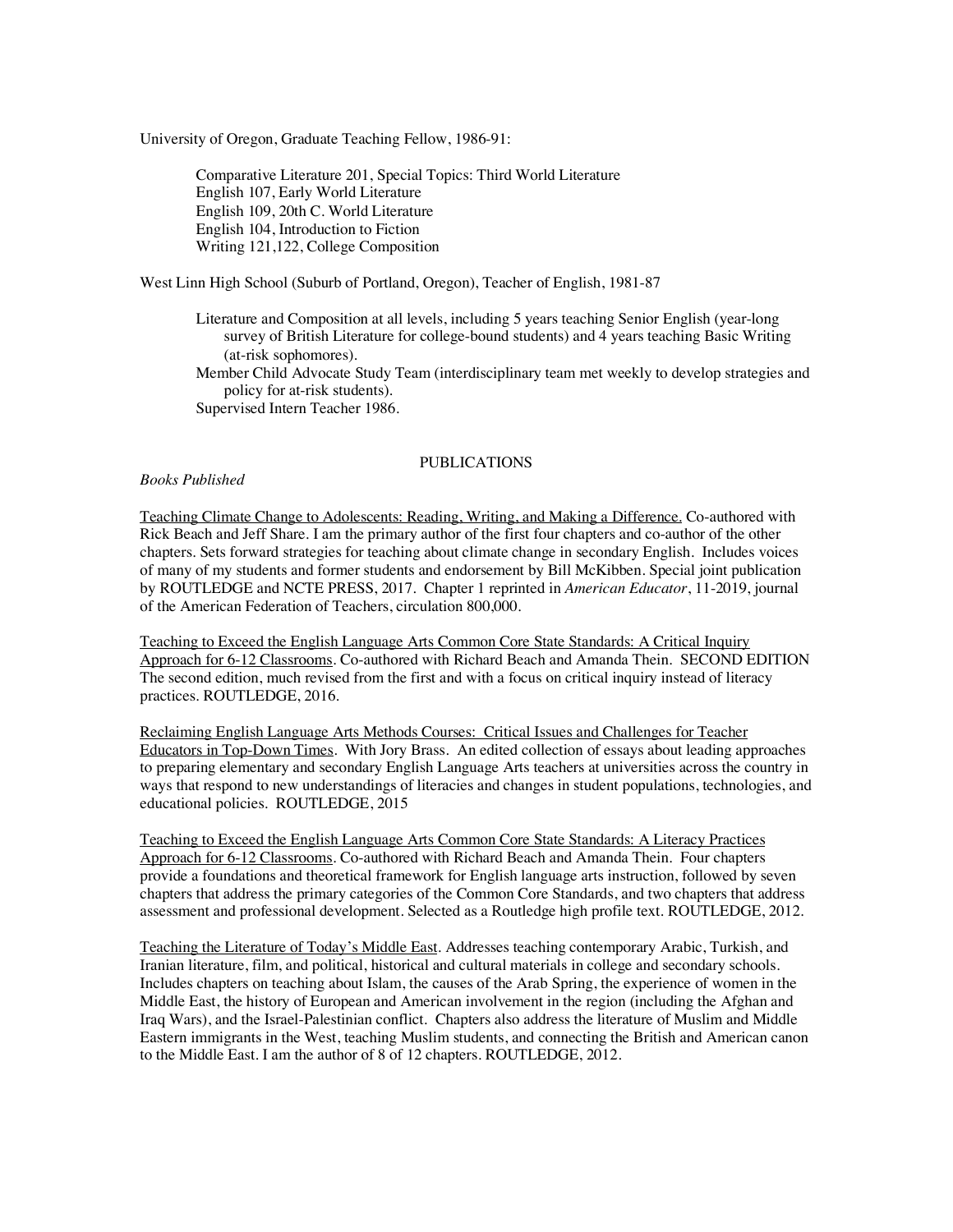University of Oregon, Graduate Teaching Fellow, 1986-91:

- Comparative Literature 201, Special Topics: Third World Literature
- English 107, Early World Literature
- English 109, 20th C. World Literature
- English 104, Introduction to Fiction
- Writing 121,122, College Composition

West Linn High School (Suburb of Portland, Oregon), Teacher of English, 1981-87

- Literature and Composition at all levels, including 5 years teaching Senior English (year-long survey of British Literature for college-bound students) and 4 years teaching Basic Writing (at-risk sophomores).
- Member Child Advocate Study Team (interdisciplinary team met weekly to develop strategies and policy for at-risk students).
- Supervised Intern Teacher 1986.

## PUBLICATIONS

*Books Published*

Teaching Climate Change to Adolescents: Reading, Writing, and Making a Difference. Co-authored with Rick Beach and Jeff Share. I am the primary author of the first four chapters and co-author of the other chapters. Sets forward strategies for teaching about climate change in secondary English. Includes voices of many of my students and former students and endorsement by Bill McKibben. Special joint publication by ROUTLEDGE and NCTE PRESS, 2017. Chapter 1 reprinted in *American Educator*, 11-2019, journal of the American Federation of Teachers, circulation 800,000.

Teaching to Exceed the English Language Arts Common Core State Standards: A Critical Inquiry Approach for 6-12 Classrooms. Co-authored with Richard Beach and Amanda Thein. SECOND EDITION The second edition, much revised from the first and with a focus on critical inquiry instead of literacy practices. ROUTLEDGE, 2016.

Reclaiming English Language Arts Methods Courses: Critical Issues and Challenges for Teacher Educators in Top-Down Times. With Jory Brass. An edited collection of essays about leading approaches to preparing elementary and secondary English Language Arts teachers at universities across the country in ways that respond to new understandings of literacies and changes in student populations, technologies, and educational policies. ROUTLEDGE, 2015

Teaching to Exceed the English Language Arts Common Core State Standards: A Literacy Practices Approach for 6-12 Classrooms. Co-authored with Richard Beach and Amanda Thein. Four chapters provide a foundations and theoretical framework for English language arts instruction, followed by seven chapters that address the primary categories of the Common Core Standards, and two chapters that address assessment and professional development. Selected as a Routledge high profile text. ROUTLEDGE, 2012.

Teaching the Literature of Today's Middle East. Addresses teaching contemporary Arabic, Turkish, and Iranian literature, film, and political, historical and cultural materials in college and secondary schools. Includes chapters on teaching about Islam, the causes of the Arab Spring, the experience of women in the Middle East, the history of European and American involvement in the region (including the Afghan and Iraq Wars), and the Israel-Palestinian conflict. Chapters also address the literature of Muslim and Middle Eastern immigrants in the West, teaching Muslim students, and connecting the British and American canon to the Middle East. I am the author of 8 of 12 chapters. ROUTLEDGE, 2012.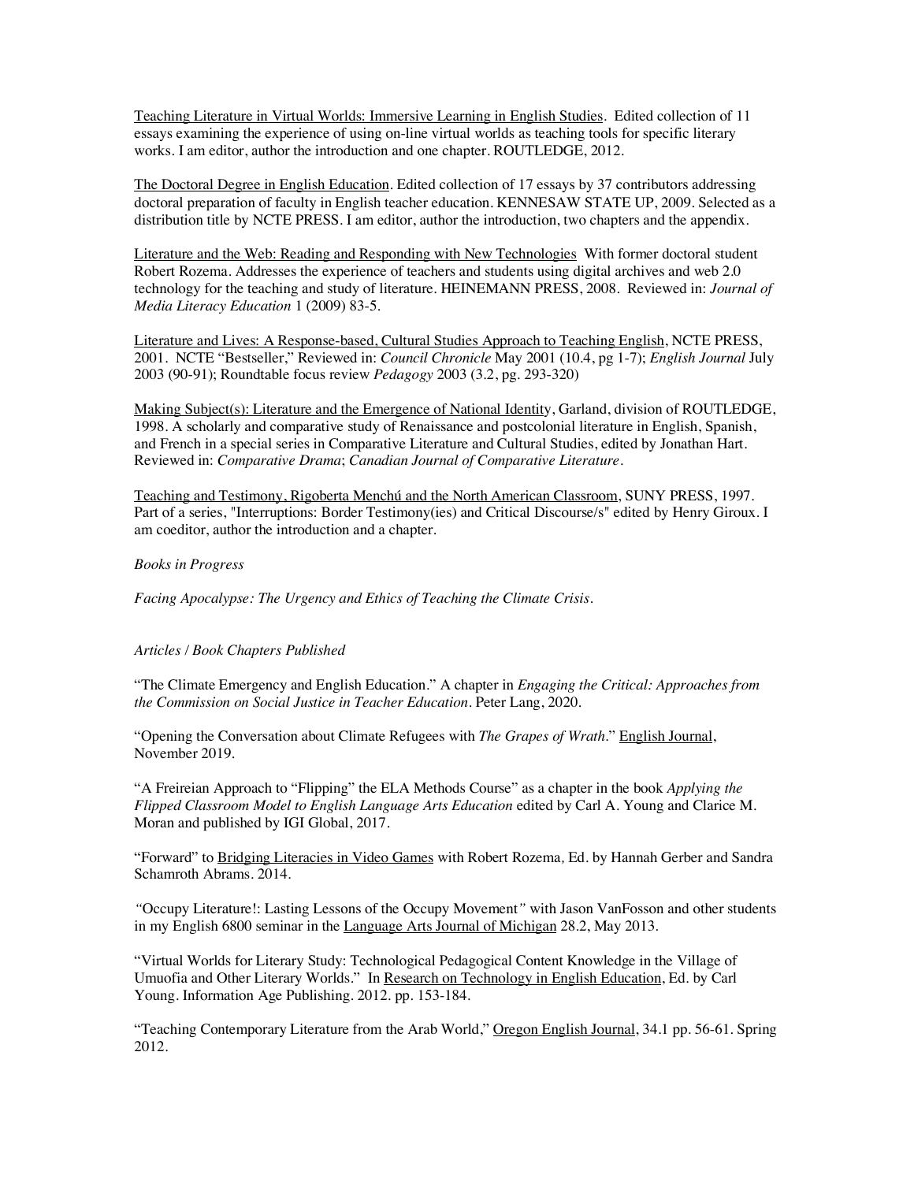<u>Teaching Literature in Virtual Worlds: Immersive Learning in English Studies</u>. Edited collection of 11 essays examining the experience of using on-line virtual worlds as teaching tools for specific literary works. I am editor, author the introduction and one chapter. ROUTLEDGE, 2012.

<u>The Doctoral Degree in English Education</u>. Edited collection of 17 essays by 37 contributors addressing doctoral preparation of faculty in English teacher education. KENNESAW STATE UP, 2009. Selected as a distribution title by NCTE PRESS. I am editor, author the introduction, two chapters and the appendix.

<u>Literature and the Web: Reading and Responding with New Technologies</u> With former doctoral student Robert Rozema. Addresses the experience of teachers and students using digital archives and web 2.0 technology for the teaching and study of literature. HEINEMANN PRESS, 2008. Reviewed in: *Journal of Media Literacy Education* 1 (2009) 83-5.

<u>Literature and Lives: A Response-based, Cultural Studies Approach to Teaching English</u>, NCTE PRESS, 2001. NCTE "Bestseller," Reviewed in: *Council Chronicle* May 2001 (10.4, pg 1-7); *English Journal* July 2003 (90-91); Roundtable focus review *Pedagogy* 2003 (3.2, pg. 293-320)

<u>Making Subject(s): Literature and the Emergence of National Identity</u>, Garland, division of ROUTLEDGE, 1998. A scholarly and comparative study of Renaissance and postcolonial literature in English, Spanish, and French in a special series in Comparative Literature and Cultural Studies, edited by Jonathan Hart. Reviewed in: *Comparative Drama*; *Canadian Journal of Comparative Literature*.

<u>Teaching and Testimony, Rigoberta Menchú and the North American Classroom</u>, SUNY PRESS, 1997. Part of a series, "Interruptions: Border Testimony(ies) and Critical Discourse/s" edited by Henry Giroux. I am coeditor, author the introduction and a chapter.

*Books in Progress*

*Facing Apocalypse: The Urgency and Ethics of Teaching the Climate Crisis.*

*Articles / Book Chapters Published*

"The Climate Emergency and English Education." A chapter in *Engaging the Critical: Approaches from the Commission on Social Justice in Teacher Education*. Peter Lang, 2020.

"Opening the Conversation about Climate Refugees with *The Grapes of Wrath*." <u>English Journal</u>, November 2019.

"A Freireian Approach to "Flipping" the ELA Methods Course" as a chapter in the book *Applying the Flipped Classroom Model to English Language Arts Education* edited by Carl A. Young and Clarice M. Moran and published by IGI Global, 2017.

"Forward" to <u>Bridging Literacies in Video Games</u> with Robert Rozema, Ed. by Hannah Gerber and Sandra Schamroth Abrams. 2014.

*"*Occupy Literature!: Lasting Lessons of the Occupy Movement*"* with Jason VanFosson and other students in my English 6800 seminar in the <u>Language Arts Journal of Michigan</u> 28.2, May 2013.

"Virtual Worlds for Literary Study: Technological Pedagogical Content Knowledge in the Village of Umuofia and Other Literary Worlds." In <u>Research on Technology in English Education</u>, Ed. by Carl Young. Information Age Publishing. 2012. pp. 153-184.

"Teaching Contemporary Literature from the Arab World," <u>Oregon English Journal</u>, 34.1 pp. 56-61. Spring 2012.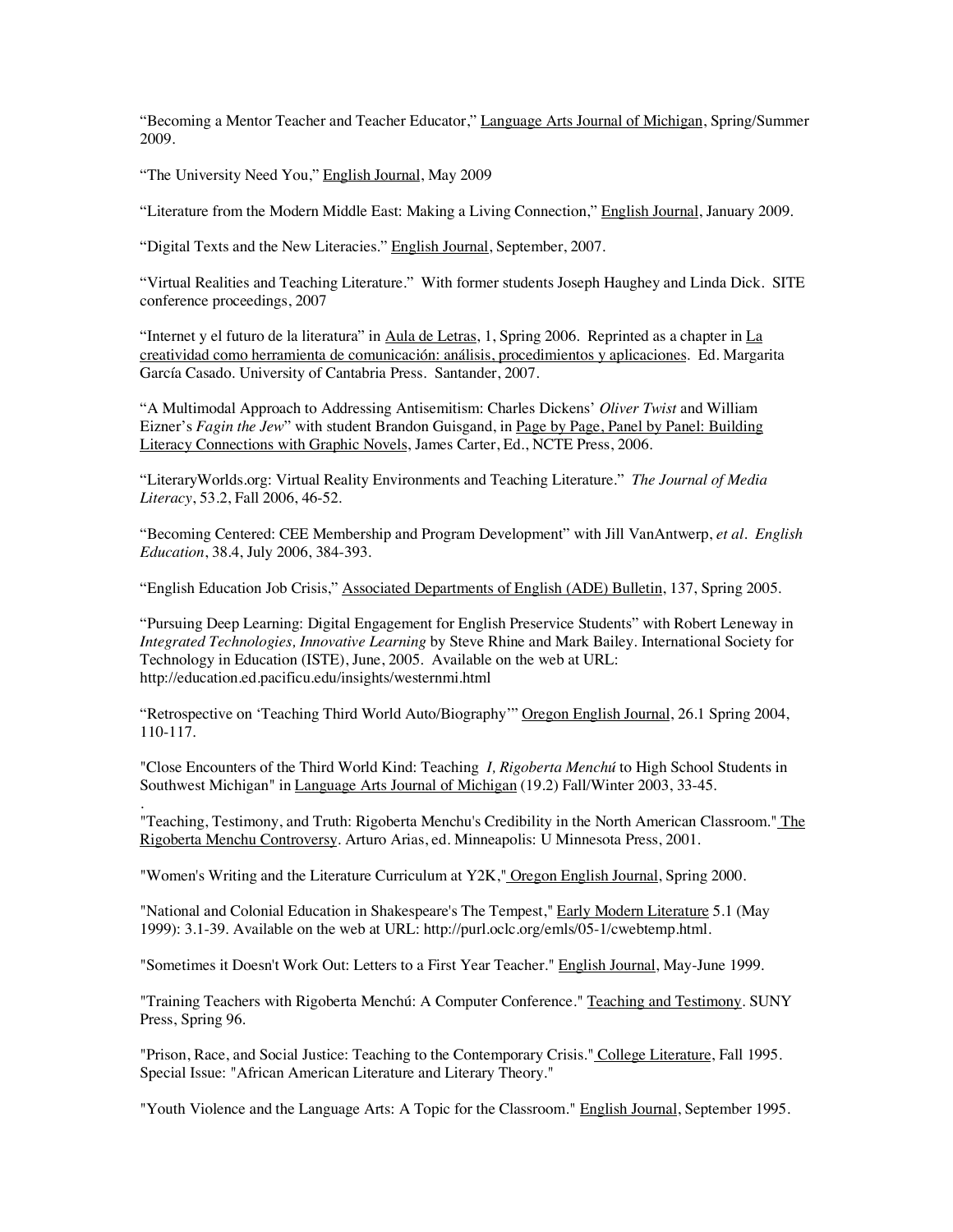“Becoming a Mentor Teacher and Teacher Educator,” Language Arts Journal of Michigan, Spring/Summer 2009.

“The University Need You,” English Journal, May 2009

“Literature from the Modern Middle East: Making a Living Connection,” English Journal, January 2009.

“Digital Texts and the New Literacies.” English Journal, September, 2007.

“Virtual Realities and Teaching Literature.” With former students Joseph Haughey and Linda Dick. SITE conference proceedings, 2007

“Internet y el futuro de la literatura” in Aula de Letras, 1, Spring 2006. Reprinted as a chapter in La creatividad como herramienta de comunicación: análisis, procedimientos y aplicaciones. Ed. Margarita García Casado. University of Cantabria Press. Santander, 2007.

“A Multimodal Approach to Addressing Antisemitism: Charles Dickens’ *Oliver Twist* and William Eizner’s *Fagin the Jew*” with student Brandon Guisgand, in Page by Page, Panel by Panel: Building Literacy Connections with Graphic Novels, James Carter, Ed., NCTE Press, 2006.

“LiteraryWorlds.org: Virtual Reality Environments and Teaching Literature.” *The Journal of Media Literacy*, 53.2, Fall 2006, 46-52.

“Becoming Centered: CEE Membership and Program Development” with Jill VanAntwerp, *et al*. *English Education*, 38.4, July 2006, 384-393.

“English Education Job Crisis,” Associated Departments of English (ADE) Bulletin, 137, Spring 2005.

“Pursuing Deep Learning: Digital Engagement for English Preservice Students” with Robert Leneway in *Integrated Technologies, Innovative Learning* by Steve Rhine and Mark Bailey. International Society for Technology in Education (ISTE), June, 2005. Available on the web at URL: http://education.ed.pacificu.edu/insights/westernmi.html

“Retrospective on ‘Teaching Third World Auto/Biography’” Oregon English Journal, 26.1 Spring 2004, 110-117.

"Close Encounters of the Third World Kind: Teaching *I, Rigoberta Menchú* to High School Students in Southwest Michigan" in Language Arts Journal of Michigan (19.2) Fall/Winter 2003, 33-45.
.
"Teaching, Testimony, and Truth: Rigoberta Menchu's Credibility in the North American Classroom." The Rigoberta Menchu Controversy. Arturo Arias, ed. Minneapolis: U Minnesota Press, 2001.

"Women's Writing and the Literature Curriculum at Y2K," Oregon English Journal, Spring 2000.

"National and Colonial Education in Shakespeare's The Tempest," Early Modern Literature 5.1 (May 1999): 3.1-39. Available on the web at URL: http://purl.oclc.org/emls/05-1/cwebtemp.html.

"Sometimes it Doesn't Work Out: Letters to a First Year Teacher." English Journal, May-June 1999.

"Training Teachers with Rigoberta Menchú: A Computer Conference." Teaching and Testimony. SUNY Press, Spring 96.

"Prison, Race, and Social Justice: Teaching to the Contemporary Crisis." College Literature, Fall 1995. Special Issue: "African American Literature and Literary Theory."

"Youth Violence and the Language Arts: A Topic for the Classroom." English Journal, September 1995.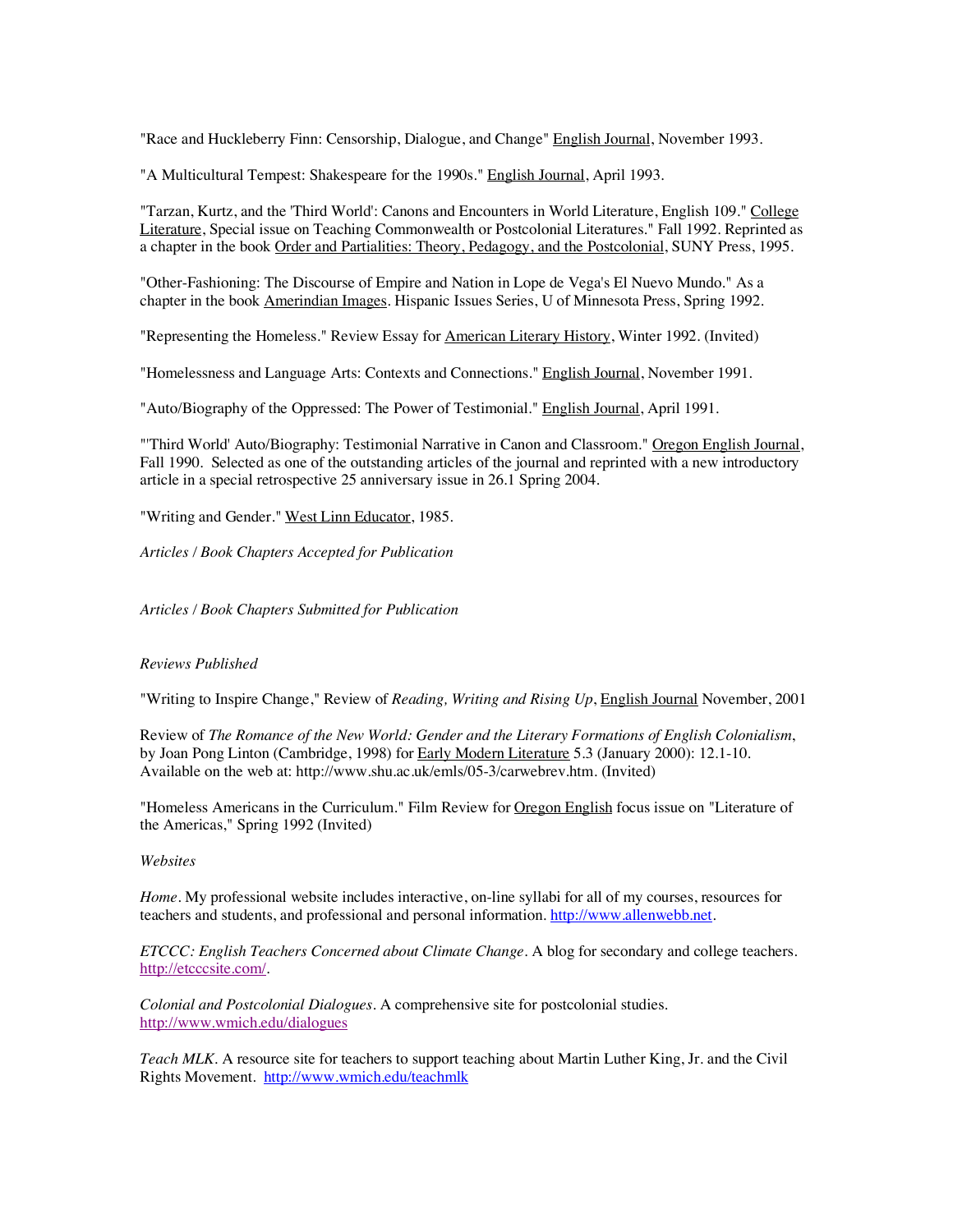"Race and Huckleberry Finn: Censorship, Dialogue, and Change" English Journal, November 1993.

"A Multicultural Tempest: Shakespeare for the 1990s." English Journal, April 1993.

"Tarzan, Kurtz, and the 'Third World': Canons and Encounters in World Literature, English 109." College Literature, Special issue on Teaching Commonwealth or Postcolonial Literatures." Fall 1992. Reprinted as a chapter in the book Order and Partialities: Theory, Pedagogy, and the Postcolonial, SUNY Press, 1995.

"Other-Fashioning: The Discourse of Empire and Nation in Lope de Vega's El Nuevo Mundo." As a chapter in the book Amerindian Images. Hispanic Issues Series, U of Minnesota Press, Spring 1992.

"Representing the Homeless." Review Essay for American Literary History, Winter 1992. (Invited)

"Homelessness and Language Arts: Contexts and Connections." English Journal, November 1991.

"Auto/Biography of the Oppressed: The Power of Testimonial." English Journal, April 1991.

"'Third World' Auto/Biography: Testimonial Narrative in Canon and Classroom." Oregon English Journal, Fall 1990. Selected as one of the outstanding articles of the journal and reprinted with a new introductory article in a special retrospective 25 anniversary issue in 26.1 Spring 2004.

"Writing and Gender." West Linn Educator, 1985.

*Articles / Book Chapters Accepted for Publication*

*Articles / Book Chapters Submitted for Publication*

*Reviews Published*

"Writing to Inspire Change," Review of *Reading, Writing and Rising Up*, English Journal November, 2001

Review of *The Romance of the New World: Gender and the Literary Formations of English Colonialism*, by Joan Pong Linton (Cambridge, 1998) for Early Modern Literature 5.3 (January 2000): 12.1-10. Available on the web at: http://www.shu.ac.uk/emls/05-3/carwebrev.htm. (Invited)

"Homeless Americans in the Curriculum." Film Review for Oregon English focus issue on "Literature of the Americas," Spring 1992 (Invited)

*Websites*

*Home*. My professional website includes interactive, on-line syllabi for all of my courses, resources for teachers and students, and professional and personal information. http://www.allenwebb.net.

*ETCCC: English Teachers Concerned about Climate Change*. A blog for secondary and college teachers. http://etcccsite.com/.

*Colonial and Postcolonial Dialogues*. A comprehensive site for postcolonial studies. http://www.wmich.edu/dialogues

*Teach MLK*. A resource site for teachers to support teaching about Martin Luther King, Jr. and the Civil Rights Movement. http://www.wmich.edu/teachmlk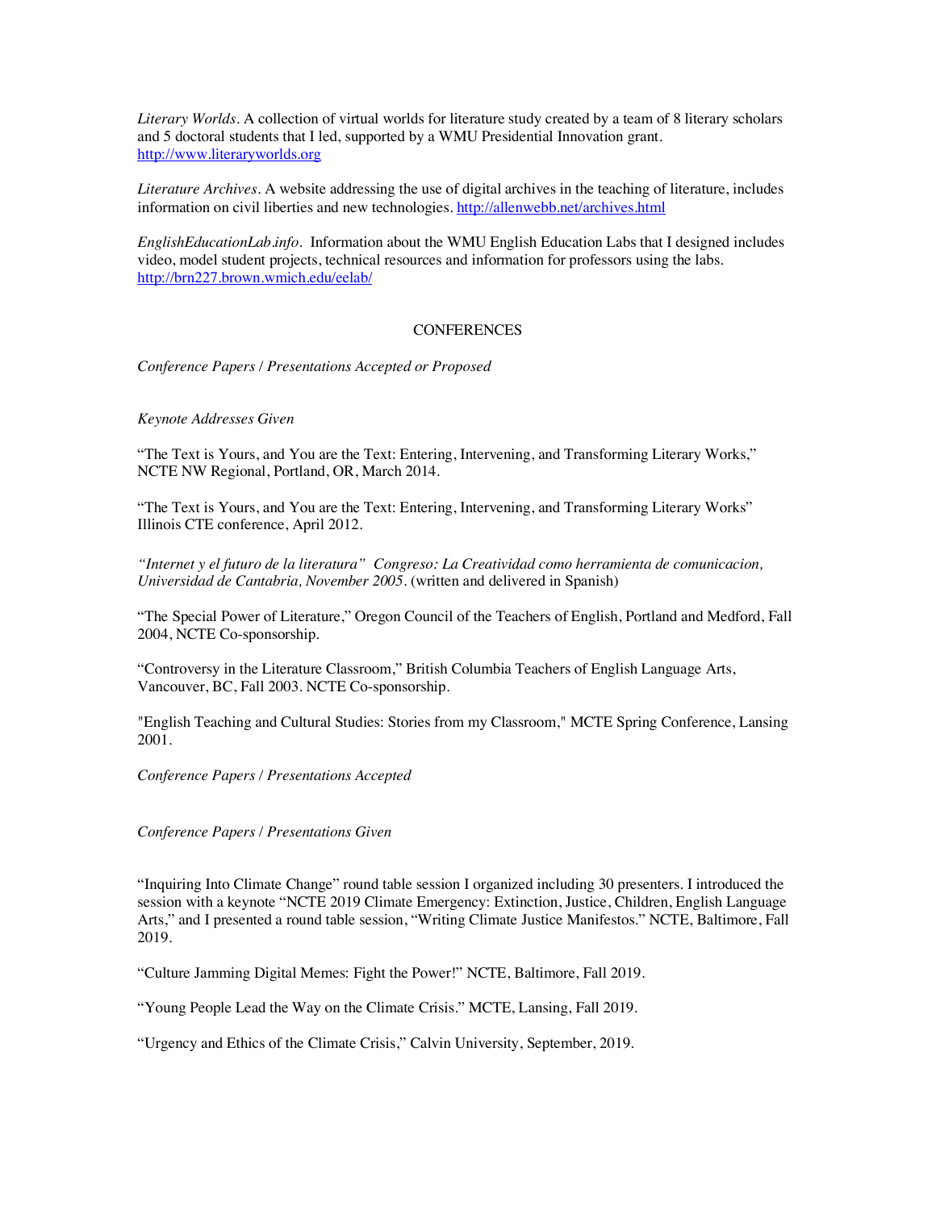*Literary Worlds*. A collection of virtual worlds for literature study created by a team of 8 literary scholars and 5 doctoral students that I led, supported by a WMU Presidential Innovation grant. http://www.literaryworlds.org

*Literature Archives*. A website addressing the use of digital archives in the teaching of literature, includes information on civil liberties and new technologies. http://allenwebb.net/archives.html

*EnglishEducationLab.info*. Information about the WMU English Education Labs that I designed includes video, model student projects, technical resources and information for professors using the labs. http://brn227.brown.wmich.edu/eelab/

## CONFERENCES

*Conference Papers / Presentations Accepted or Proposed*

*Keynote Addresses Given*

"The Text is Yours, and You are the Text: Entering, Intervening, and Transforming Literary Works," NCTE NW Regional, Portland, OR, March 2014.

"The Text is Yours, and You are the Text: Entering, Intervening, and Transforming Literary Works" Illinois CTE conference, April 2012.

*"Internet y el futuro de la literatura" Congreso: La Creatividad como herramienta de comunicacion, Universidad de Cantabria, November 2005*. (written and delivered in Spanish)

"The Special Power of Literature," Oregon Council of the Teachers of English, Portland and Medford, Fall 2004, NCTE Co-sponsorship.

"Controversy in the Literature Classroom," British Columbia Teachers of English Language Arts, Vancouver, BC, Fall 2003. NCTE Co-sponsorship.

"English Teaching and Cultural Studies: Stories from my Classroom," MCTE Spring Conference, Lansing 2001.

*Conference Papers / Presentations Accepted*

*Conference Papers / Presentations Given*

"Inquiring Into Climate Change" round table session I organized including 30 presenters. I introduced the session with a keynote "NCTE 2019 Climate Emergency: Extinction, Justice, Children, English Language Arts," and I presented a round table session, "Writing Climate Justice Manifestos." NCTE, Baltimore, Fall 2019.

"Culture Jamming Digital Memes: Fight the Power!" NCTE, Baltimore, Fall 2019.

"Young People Lead the Way on the Climate Crisis." MCTE, Lansing, Fall 2019.

"Urgency and Ethics of the Climate Crisis," Calvin University, September, 2019.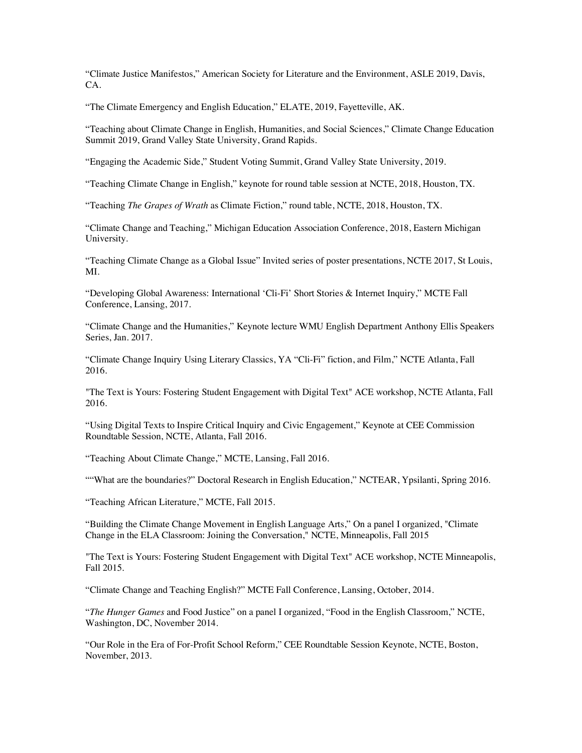“Climate Justice Manifestos,” American Society for Literature and the Environment, ASLE 2019, Davis, CA.

“The Climate Emergency and English Education,” ELATE, 2019, Fayetteville, AK.

“Teaching about Climate Change in English, Humanities, and Social Sciences,” Climate Change Education Summit 2019, Grand Valley State University, Grand Rapids.

“Engaging the Academic Side,” Student Voting Summit, Grand Valley State University, 2019.

“Teaching Climate Change in English,” keynote for round table session at NCTE, 2018, Houston, TX.

“Teaching *The Grapes of Wrath* as Climate Fiction,” round table, NCTE, 2018, Houston, TX.

“Climate Change and Teaching,” Michigan Education Association Conference, 2018, Eastern Michigan University.

“Teaching Climate Change as a Global Issue” Invited series of poster presentations, NCTE 2017, St Louis, MI.

“Developing Global Awareness: International ‘Cli-Fi’ Short Stories & Internet Inquiry,” MCTE Fall Conference, Lansing, 2017.

“Climate Change and the Humanities,” Keynote lecture WMU English Department Anthony Ellis Speakers Series, Jan. 2017.

“Climate Change Inquiry Using Literary Classics, YA “Cli-Fi” fiction, and Film,” NCTE Atlanta, Fall 2016.

"The Text is Yours: Fostering Student Engagement with Digital Text" ACE workshop, NCTE Atlanta, Fall 2016.

“Using Digital Texts to Inspire Critical Inquiry and Civic Engagement,” Keynote at CEE Commission Roundtable Session, NCTE, Atlanta, Fall 2016.

“Teaching About Climate Change,” MCTE, Lansing, Fall 2016.

““What are the boundaries?” Doctoral Research in English Education,” NCTEAR, Ypsilanti, Spring 2016.

“Teaching African Literature,” MCTE, Fall 2015.

“Building the Climate Change Movement in English Language Arts,” On a panel I organized, "Climate Change in the ELA Classroom: Joining the Conversation," NCTE, Minneapolis, Fall 2015

"The Text is Yours: Fostering Student Engagement with Digital Text" ACE workshop, NCTE Minneapolis, Fall 2015.

“Climate Change and Teaching English?” MCTE Fall Conference, Lansing, October, 2014.

“*The Hunger Games* and Food Justice” on a panel I organized, “Food in the English Classroom,” NCTE, Washington, DC, November 2014.

“Our Role in the Era of For-Profit School Reform,” CEE Roundtable Session Keynote, NCTE, Boston, November, 2013.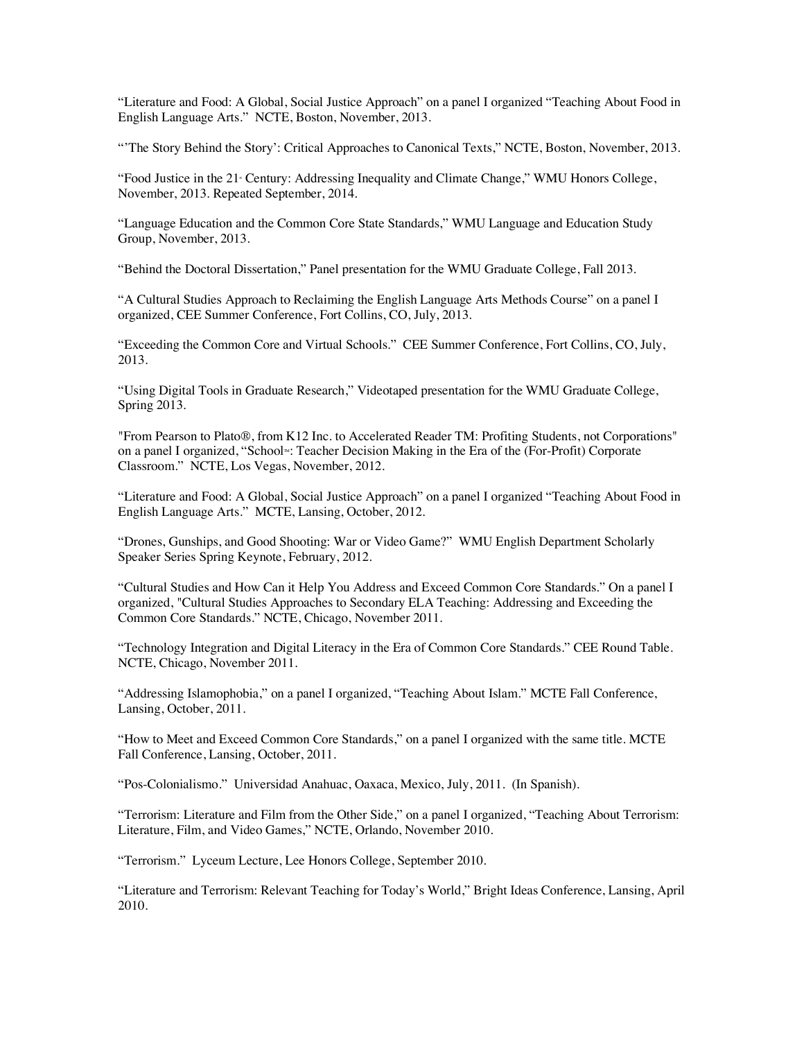"Literature and Food: A Global, Social Justice Approach" on a panel I organized "Teaching About Food in English Language Arts." NCTE, Boston, November, 2013.

"'The Story Behind the Story': Critical Approaches to Canonical Texts," NCTE, Boston, November, 2013.

"Food Justice in the 21st Century: Addressing Inequality and Climate Change," WMU Honors College, November, 2013. Repeated September, 2014.

"Language Education and the Common Core State Standards," WMU Language and Education Study Group, November, 2013.

"Behind the Doctoral Dissertation," Panel presentation for the WMU Graduate College, Fall 2013.

"A Cultural Studies Approach to Reclaiming the English Language Arts Methods Course" on a panel I organized, CEE Summer Conference, Fort Collins, CO, July, 2013.

"Exceeding the Common Core and Virtual Schools." CEE Summer Conference, Fort Collins, CO, July, 2013.

"Using Digital Tools in Graduate Research," Videotaped presentation for the WMU Graduate College, Spring 2013.

"From Pearson to Plato®, from K12 Inc. to Accelerated Reader TM: Profiting Students, not Corporations" on a panel I organized, "School™: Teacher Decision Making in the Era of the (For-Profit) Corporate Classroom." NCTE, Los Vegas, November, 2012.

"Literature and Food: A Global, Social Justice Approach" on a panel I organized "Teaching About Food in English Language Arts." MCTE, Lansing, October, 2012.

"Drones, Gunships, and Good Shooting: War or Video Game?" WMU English Department Scholarly Speaker Series Spring Keynote, February, 2012.

"Cultural Studies and How Can it Help You Address and Exceed Common Core Standards." On a panel I organized, "Cultural Studies Approaches to Secondary ELA Teaching: Addressing and Exceeding the Common Core Standards." NCTE, Chicago, November 2011.

"Technology Integration and Digital Literacy in the Era of Common Core Standards." CEE Round Table. NCTE, Chicago, November 2011.

"Addressing Islamophobia," on a panel I organized, "Teaching About Islam." MCTE Fall Conference, Lansing, October, 2011.

"How to Meet and Exceed Common Core Standards," on a panel I organized with the same title. MCTE Fall Conference, Lansing, October, 2011.

"Pos-Colonialismo." Universidad Anahuac, Oaxaca, Mexico, July, 2011. (In Spanish).

"Terrorism: Literature and Film from the Other Side," on a panel I organized, "Teaching About Terrorism: Literature, Film, and Video Games," NCTE, Orlando, November 2010.

"Terrorism." Lyceum Lecture, Lee Honors College, September 2010.

"Literature and Terrorism: Relevant Teaching for Today's World," Bright Ideas Conference, Lansing, April 2010.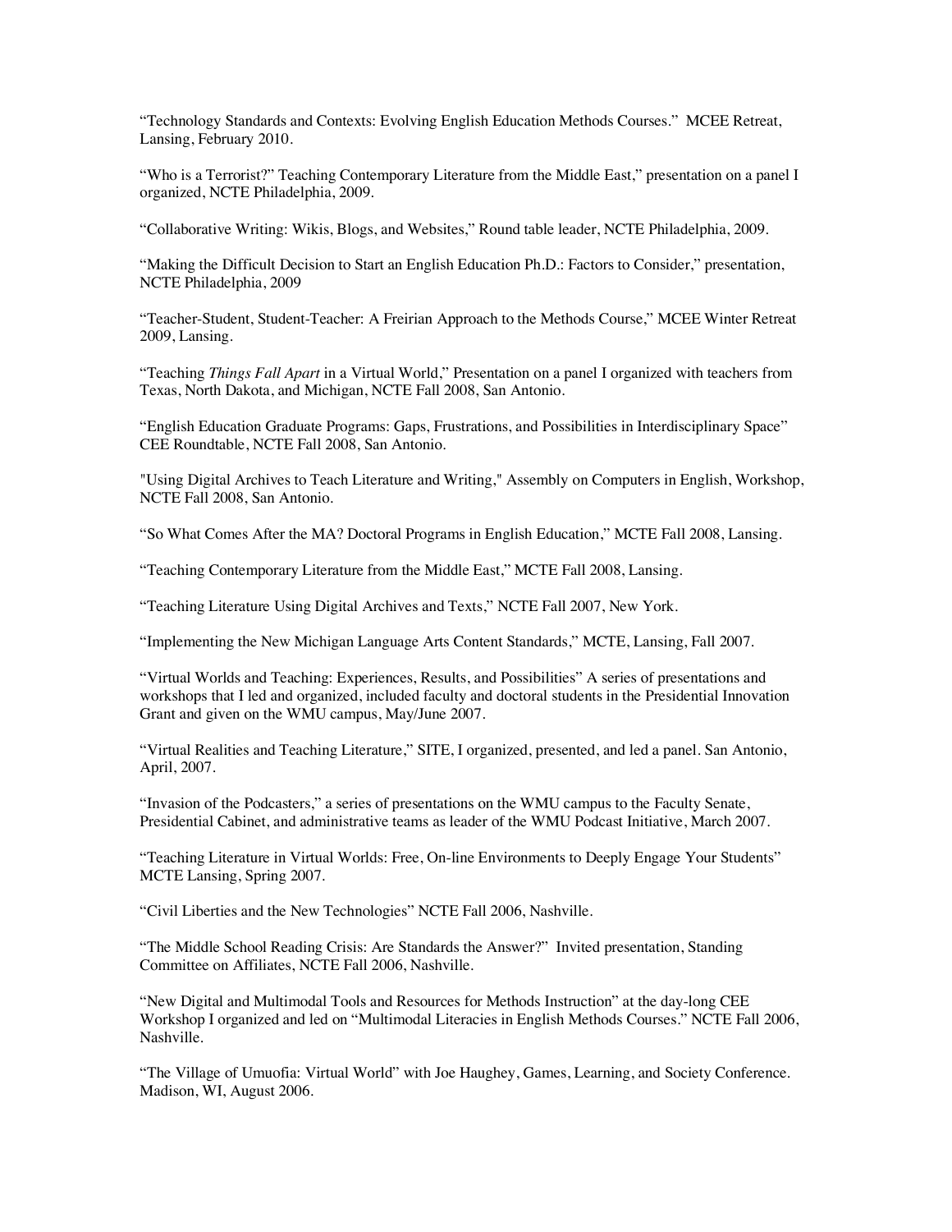"Technology Standards and Contexts: Evolving English Education Methods Courses." MCEE Retreat, Lansing, February 2010.

"Who is a Terrorist?" Teaching Contemporary Literature from the Middle East," presentation on a panel I organized, NCTE Philadelphia, 2009.

"Collaborative Writing: Wikis, Blogs, and Websites," Round table leader, NCTE Philadelphia, 2009.

"Making the Difficult Decision to Start an English Education Ph.D.: Factors to Consider," presentation, NCTE Philadelphia, 2009

"Teacher-Student, Student-Teacher: A Freirian Approach to the Methods Course," MCEE Winter Retreat 2009, Lansing.

"Teaching *Things Fall Apart* in a Virtual World," Presentation on a panel I organized with teachers from Texas, North Dakota, and Michigan, NCTE Fall 2008, San Antonio.

"English Education Graduate Programs: Gaps, Frustrations, and Possibilities in Interdisciplinary Space" CEE Roundtable, NCTE Fall 2008, San Antonio.

"Using Digital Archives to Teach Literature and Writing," Assembly on Computers in English, Workshop, NCTE Fall 2008, San Antonio.

"So What Comes After the MA? Doctoral Programs in English Education," MCTE Fall 2008, Lansing.

"Teaching Contemporary Literature from the Middle East," MCTE Fall 2008, Lansing.

"Teaching Literature Using Digital Archives and Texts," NCTE Fall 2007, New York.

"Implementing the New Michigan Language Arts Content Standards," MCTE, Lansing, Fall 2007.

"Virtual Worlds and Teaching: Experiences, Results, and Possibilities" A series of presentations and workshops that I led and organized, included faculty and doctoral students in the Presidential Innovation Grant and given on the WMU campus, May/June 2007.

"Virtual Realities and Teaching Literature," SITE, I organized, presented, and led a panel. San Antonio, April, 2007.

"Invasion of the Podcasters," a series of presentations on the WMU campus to the Faculty Senate, Presidential Cabinet, and administrative teams as leader of the WMU Podcast Initiative, March 2007.

"Teaching Literature in Virtual Worlds: Free, On-line Environments to Deeply Engage Your Students" MCTE Lansing, Spring 2007.

"Civil Liberties and the New Technologies" NCTE Fall 2006, Nashville.

"The Middle School Reading Crisis: Are Standards the Answer?" Invited presentation, Standing Committee on Affiliates, NCTE Fall 2006, Nashville.

"New Digital and Multimodal Tools and Resources for Methods Instruction" at the day-long CEE Workshop I organized and led on "Multimodal Literacies in English Methods Courses." NCTE Fall 2006, Nashville.

"The Village of Umuofia: Virtual World" with Joe Haughey, Games, Learning, and Society Conference. Madison, WI, August 2006.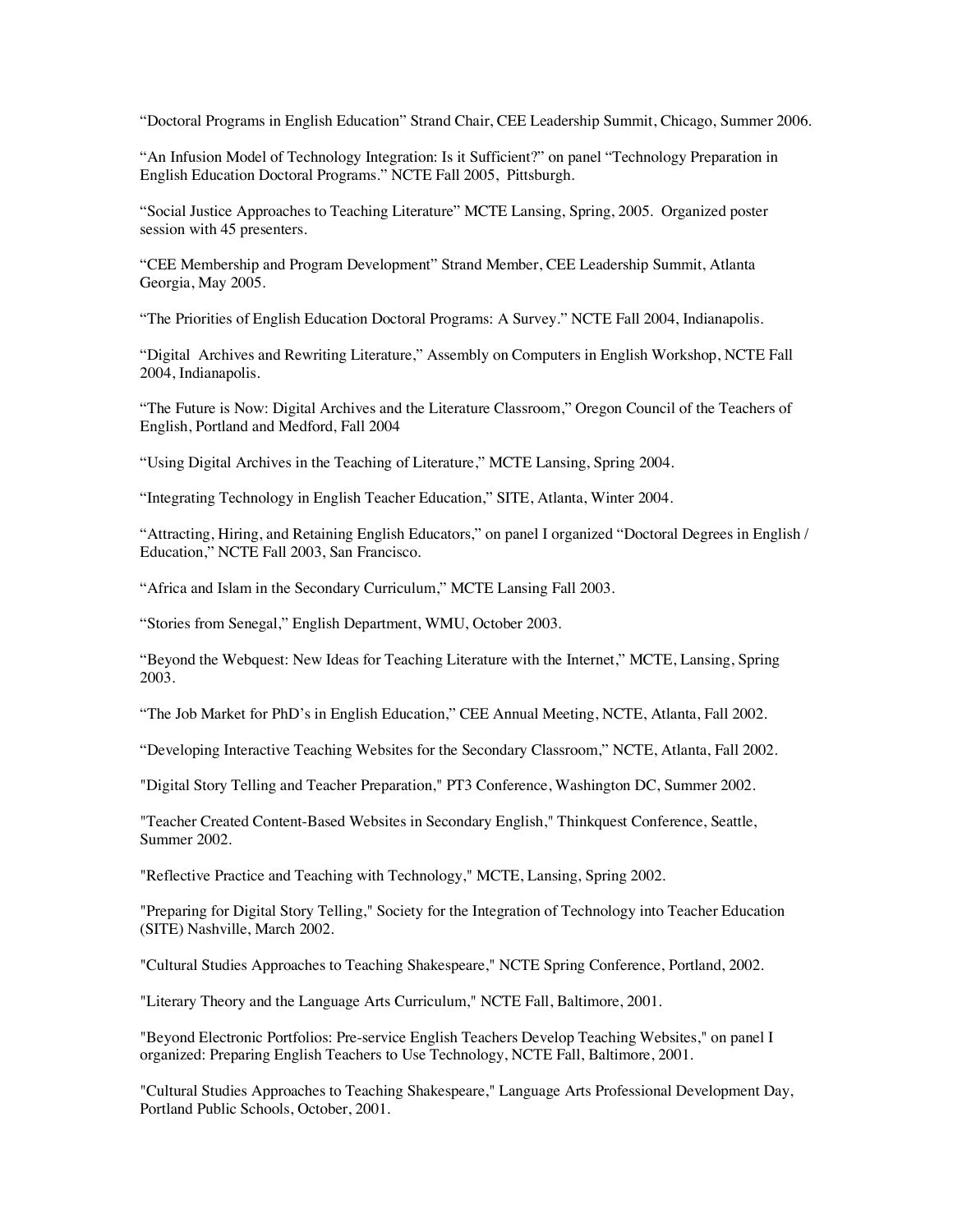“Doctoral Programs in English Education” Strand Chair, CEE Leadership Summit, Chicago, Summer 2006.

“An Infusion Model of Technology Integration: Is it Sufficient?” on panel “Technology Preparation in English Education Doctoral Programs.” NCTE Fall 2005, Pittsburgh.

“Social Justice Approaches to Teaching Literature” MCTE Lansing, Spring, 2005. Organized poster session with 45 presenters.

“CEE Membership and Program Development” Strand Member, CEE Leadership Summit, Atlanta Georgia, May 2005.

“The Priorities of English Education Doctoral Programs: A Survey.” NCTE Fall 2004, Indianapolis.

“Digital Archives and Rewriting Literature,” Assembly on Computers in English Workshop, NCTE Fall 2004, Indianapolis.

“The Future is Now: Digital Archives and the Literature Classroom,” Oregon Council of the Teachers of English, Portland and Medford, Fall 2004

“Using Digital Archives in the Teaching of Literature,” MCTE Lansing, Spring 2004.

“Integrating Technology in English Teacher Education,” SITE, Atlanta, Winter 2004.

“Attracting, Hiring, and Retaining English Educators,” on panel I organized “Doctoral Degrees in English / Education,” NCTE Fall 2003, San Francisco.

“Africa and Islam in the Secondary Curriculum,” MCTE Lansing Fall 2003.

“Stories from Senegal,” English Department, WMU, October 2003.

“Beyond the Webquest: New Ideas for Teaching Literature with the Internet,” MCTE, Lansing, Spring 2003.

“The Job Market for PhD’s in English Education,” CEE Annual Meeting, NCTE, Atlanta, Fall 2002.

“Developing Interactive Teaching Websites for the Secondary Classroom,” NCTE, Atlanta, Fall 2002.

"Digital Story Telling and Teacher Preparation," PT3 Conference, Washington DC, Summer 2002.

"Teacher Created Content-Based Websites in Secondary English," Thinkquest Conference, Seattle, Summer 2002.

"Reflective Practice and Teaching with Technology," MCTE, Lansing, Spring 2002.

"Preparing for Digital Story Telling," Society for the Integration of Technology into Teacher Education (SITE) Nashville, March 2002.

"Cultural Studies Approaches to Teaching Shakespeare," NCTE Spring Conference, Portland, 2002.

"Literary Theory and the Language Arts Curriculum," NCTE Fall, Baltimore, 2001.

"Beyond Electronic Portfolios: Pre-service English Teachers Develop Teaching Websites," on panel I organized: Preparing English Teachers to Use Technology, NCTE Fall, Baltimore, 2001.

"Cultural Studies Approaches to Teaching Shakespeare," Language Arts Professional Development Day, Portland Public Schools, October, 2001.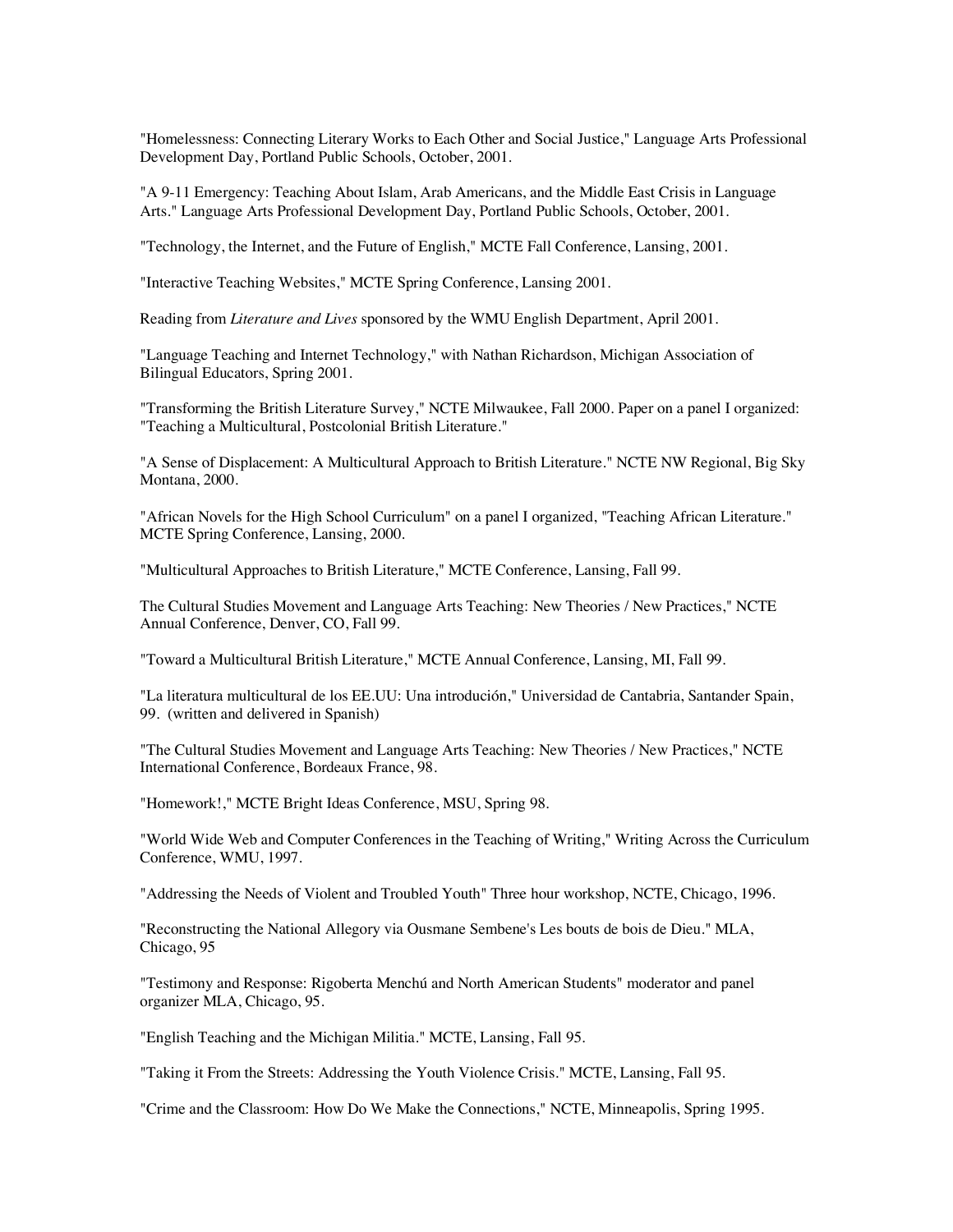"Homelessness: Connecting Literary Works to Each Other and Social Justice," Language Arts Professional Development Day, Portland Public Schools, October, 2001.

"A 9-11 Emergency: Teaching About Islam, Arab Americans, and the Middle East Crisis in Language Arts." Language Arts Professional Development Day, Portland Public Schools, October, 2001.

"Technology, the Internet, and the Future of English," MCTE Fall Conference, Lansing, 2001.

"Interactive Teaching Websites," MCTE Spring Conference, Lansing 2001.

Reading from *Literature and Lives* sponsored by the WMU English Department, April 2001.

"Language Teaching and Internet Technology," with Nathan Richardson, Michigan Association of Bilingual Educators, Spring 2001.

"Transforming the British Literature Survey," NCTE Milwaukee, Fall 2000. Paper on a panel I organized: "Teaching a Multicultural, Postcolonial British Literature."

"A Sense of Displacement: A Multicultural Approach to British Literature." NCTE NW Regional, Big Sky Montana, 2000.

"African Novels for the High School Curriculum" on a panel I organized, "Teaching African Literature." MCTE Spring Conference, Lansing, 2000.

"Multicultural Approaches to British Literature," MCTE Conference, Lansing, Fall 99.

The Cultural Studies Movement and Language Arts Teaching: New Theories / New Practices," NCTE Annual Conference, Denver, CO, Fall 99.

"Toward a Multicultural British Literature," MCTE Annual Conference, Lansing, MI, Fall 99.

"La literatura multicultural de los EE.UU: Una introdución," Universidad de Cantabria, Santander Spain, 99. (written and delivered in Spanish)

"The Cultural Studies Movement and Language Arts Teaching: New Theories / New Practices," NCTE International Conference, Bordeaux France, 98.

"Homework!," MCTE Bright Ideas Conference, MSU, Spring 98.

"World Wide Web and Computer Conferences in the Teaching of Writing," Writing Across the Curriculum Conference, WMU, 1997.

"Addressing the Needs of Violent and Troubled Youth" Three hour workshop, NCTE, Chicago, 1996.

"Reconstructing the National Allegory via Ousmane Sembene's Les bouts de bois de Dieu." MLA, Chicago, 95

"Testimony and Response: Rigoberta Menchú and North American Students" moderator and panel organizer MLA, Chicago, 95.

"English Teaching and the Michigan Militia." MCTE, Lansing, Fall 95.

"Taking it From the Streets: Addressing the Youth Violence Crisis." MCTE, Lansing, Fall 95.

"Crime and the Classroom: How Do We Make the Connections," NCTE, Minneapolis, Spring 1995.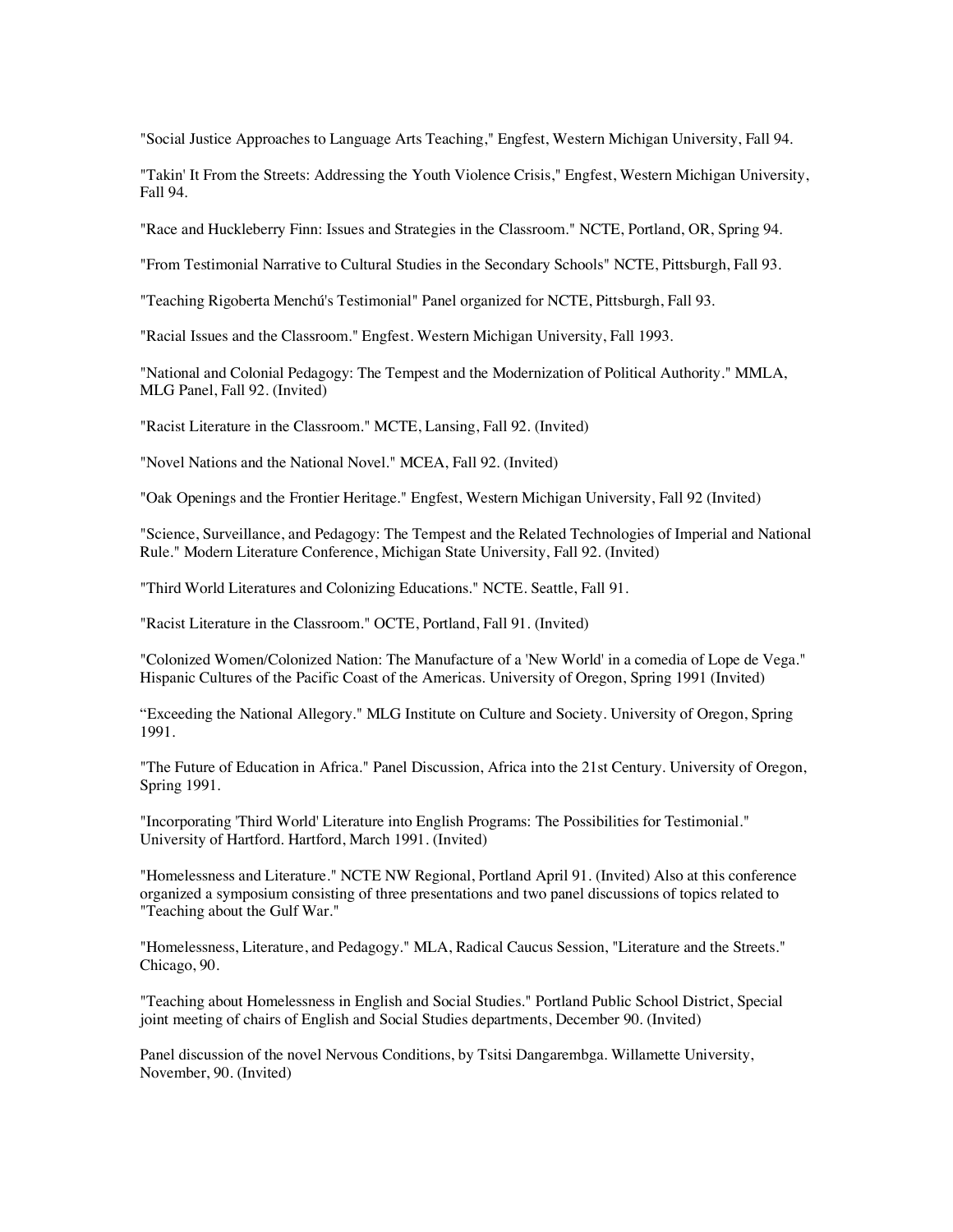"Social Justice Approaches to Language Arts Teaching," Engfest, Western Michigan University, Fall 94.

"Takin' It From the Streets: Addressing the Youth Violence Crisis," Engfest, Western Michigan University, Fall 94.

"Race and Huckleberry Finn: Issues and Strategies in the Classroom." NCTE, Portland, OR, Spring 94.

"From Testimonial Narrative to Cultural Studies in the Secondary Schools" NCTE, Pittsburgh, Fall 93.

"Teaching Rigoberta Menchú's Testimonial" Panel organized for NCTE, Pittsburgh, Fall 93.

"Racial Issues and the Classroom." Engfest. Western Michigan University, Fall 1993.

"National and Colonial Pedagogy: The Tempest and the Modernization of Political Authority." MMLA, MLG Panel, Fall 92. (Invited)

"Racist Literature in the Classroom." MCTE, Lansing, Fall 92. (Invited)

"Novel Nations and the National Novel." MCEA, Fall 92. (Invited)

"Oak Openings and the Frontier Heritage." Engfest, Western Michigan University, Fall 92 (Invited)

"Science, Surveillance, and Pedagogy: The Tempest and the Related Technologies of Imperial and National Rule." Modern Literature Conference, Michigan State University, Fall 92. (Invited)

"Third World Literatures and Colonizing Educations." NCTE. Seattle, Fall 91.

"Racist Literature in the Classroom." OCTE, Portland, Fall 91. (Invited)

"Colonized Women/Colonized Nation: The Manufacture of a 'New World' in a comedia of Lope de Vega." Hispanic Cultures of the Pacific Coast of the Americas. University of Oregon, Spring 1991 (Invited)

"Exceeding the National Allegory." MLG Institute on Culture and Society. University of Oregon, Spring 1991.

"The Future of Education in Africa." Panel Discussion, Africa into the 21st Century. University of Oregon, Spring 1991.

"Incorporating 'Third World' Literature into English Programs: The Possibilities for Testimonial." University of Hartford. Hartford, March 1991. (Invited)

"Homelessness and Literature." NCTE NW Regional, Portland April 91. (Invited) Also at this conference organized a symposium consisting of three presentations and two panel discussions of topics related to "Teaching about the Gulf War."

"Homelessness, Literature, and Pedagogy." MLA, Radical Caucus Session, "Literature and the Streets." Chicago, 90.

"Teaching about Homelessness in English and Social Studies." Portland Public School District, Special joint meeting of chairs of English and Social Studies departments, December 90. (Invited)

Panel discussion of the novel Nervous Conditions, by Tsitsi Dangarembga. Willamette University, November, 90. (Invited)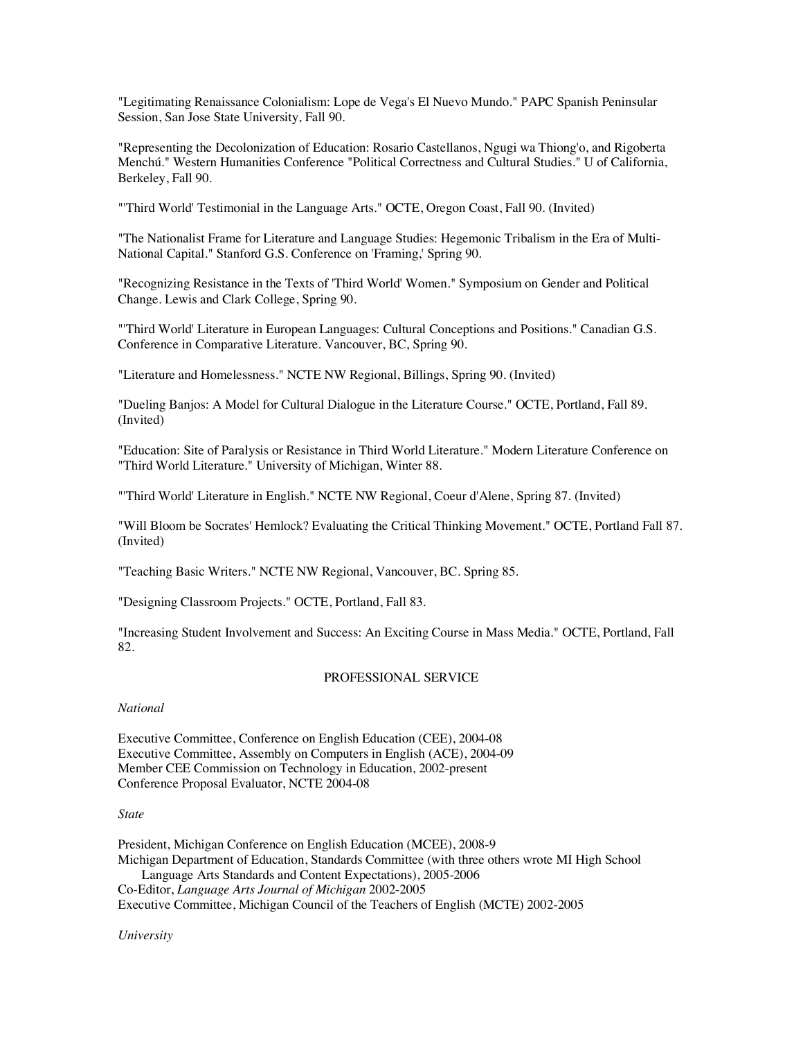"Legitimating Renaissance Colonialism: Lope de Vega's El Nuevo Mundo." PAPC Spanish Peninsular Session, San Jose State University, Fall 90.

"Representing the Decolonization of Education: Rosario Castellanos, Ngugi wa Thiong'o, and Rigoberta Menchú." Western Humanities Conference "Political Correctness and Cultural Studies." U of California, Berkeley, Fall 90.

"'Third World' Testimonial in the Language Arts." OCTE, Oregon Coast, Fall 90. (Invited)

"The Nationalist Frame for Literature and Language Studies: Hegemonic Tribalism in the Era of Multi-National Capital." Stanford G.S. Conference on 'Framing,' Spring 90.

"Recognizing Resistance in the Texts of 'Third World' Women." Symposium on Gender and Political Change. Lewis and Clark College, Spring 90.

"'Third World' Literature in European Languages: Cultural Conceptions and Positions." Canadian G.S. Conference in Comparative Literature. Vancouver, BC, Spring 90.

"Literature and Homelessness." NCTE NW Regional, Billings, Spring 90. (Invited)

"Dueling Banjos: A Model for Cultural Dialogue in the Literature Course." OCTE, Portland, Fall 89. (Invited)

"Education: Site of Paralysis or Resistance in Third World Literature." Modern Literature Conference on "Third World Literature." University of Michigan, Winter 88.

"'Third World' Literature in English." NCTE NW Regional, Coeur d'Alene, Spring 87. (Invited)

"Will Bloom be Socrates' Hemlock? Evaluating the Critical Thinking Movement." OCTE, Portland Fall 87. (Invited)

"Teaching Basic Writers." NCTE NW Regional, Vancouver, BC. Spring 85.

"Designing Classroom Projects." OCTE, Portland, Fall 83.

"Increasing Student Involvement and Success: An Exciting Course in Mass Media." OCTE, Portland, Fall 82.

## PROFESSIONAL SERVICE

*National*

Executive Committee, Conference on English Education (CEE), 2004-08
Executive Committee, Assembly on Computers in English (ACE), 2004-09
Member CEE Commission on Technology in Education, 2002-present
Conference Proposal Evaluator, NCTE 2004-08

*State*

President, Michigan Conference on English Education (MCEE), 2008-9
Michigan Department of Education, Standards Committee (with three others wrote MI High School Language Arts Standards and Content Expectations), 2005-2006
Co-Editor, *Language Arts Journal of Michigan* 2002-2005
Executive Committee, Michigan Council of the Teachers of English (MCTE) 2002-2005

*University*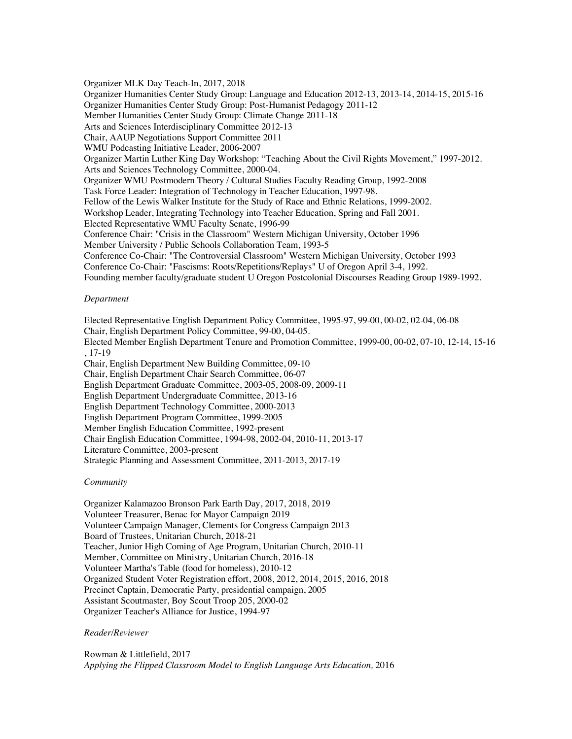Organizer MLK Day Teach-In, 2017, 2018
Organizer Humanities Center Study Group: Language and Education 2012-13, 2013-14, 2014-15, 2015-16
Organizer Humanities Center Study Group: Post-Humanist Pedagogy 2011-12
Member Humanities Center Study Group: Climate Change 2011-18
Arts and Sciences Interdisciplinary Committee 2012-13
Chair, AAUP Negotiations Support Committee 2011
WMU Podcasting Initiative Leader, 2006-2007
Organizer Martin Luther King Day Workshop: "Teaching About the Civil Rights Movement," 1997-2012.
Arts and Sciences Technology Committee, 2000-04.
Organizer WMU Postmodern Theory / Cultural Studies Faculty Reading Group, 1992-2008
Task Force Leader: Integration of Technology in Teacher Education, 1997-98.
Fellow of the Lewis Walker Institute for the Study of Race and Ethnic Relations, 1999-2002.
Workshop Leader, Integrating Technology into Teacher Education, Spring and Fall 2001.
Elected Representative WMU Faculty Senate, 1996-99
Conference Chair: "Crisis in the Classroom" Western Michigan University, October 1996
Member University / Public Schools Collaboration Team, 1993-5
Conference Co-Chair: "The Controversial Classroom" Western Michigan University, October 1993
Conference Co-Chair: "Fascisms: Roots/Repetitions/Replays" U of Oregon April 3-4, 1992.
Founding member faculty/graduate student U Oregon Postcolonial Discourses Reading Group 1989-1992.

*Department*

Elected Representative English Department Policy Committee, 1995-97, 99-00, 00-02, 02-04, 06-08
Chair, English Department Policy Committee, 99-00, 04-05.
Elected Member English Department Tenure and Promotion Committee, 1999-00, 00-02, 07-10, 12-14, 15-16, 17-19
Chair, English Department New Building Committee, 09-10
Chair, English Department Chair Search Committee, 06-07
English Department Graduate Committee, 2003-05, 2008-09, 2009-11
English Department Undergraduate Committee, 2013-16
English Department Technology Committee, 2000-2013
English Department Program Committee, 1999-2005
Member English Education Committee, 1992-present
Chair English Education Committee, 1994-98, 2002-04, 2010-11, 2013-17
Literature Committee, 2003-present
Strategic Planning and Assessment Committee, 2011-2013, 2017-19

*Community*

Organizer Kalamazoo Bronson Park Earth Day, 2017, 2018, 2019
Volunteer Treasurer, Benac for Mayor Campaign 2019
Volunteer Campaign Manager, Clements for Congress Campaign 2013
Board of Trustees, Unitarian Church, 2018-21
Teacher, Junior High Coming of Age Program, Unitarian Church, 2010-11
Member, Committee on Ministry, Unitarian Church, 2016-18
Volunteer Martha's Table (food for homeless), 2010-12
Organized Student Voter Registration effort, 2008, 2012, 2014, 2015, 2016, 2018
Precinct Captain, Democratic Party, presidential campaign, 2005
Assistant Scoutmaster, Boy Scout Troop 205, 2000-02
Organizer Teacher's Alliance for Justice, 1994-97

*Reader/Reviewer*

Rowman & Littlefield, 2017
*Applying the Flipped Classroom Model to English Language Arts Education,* 2016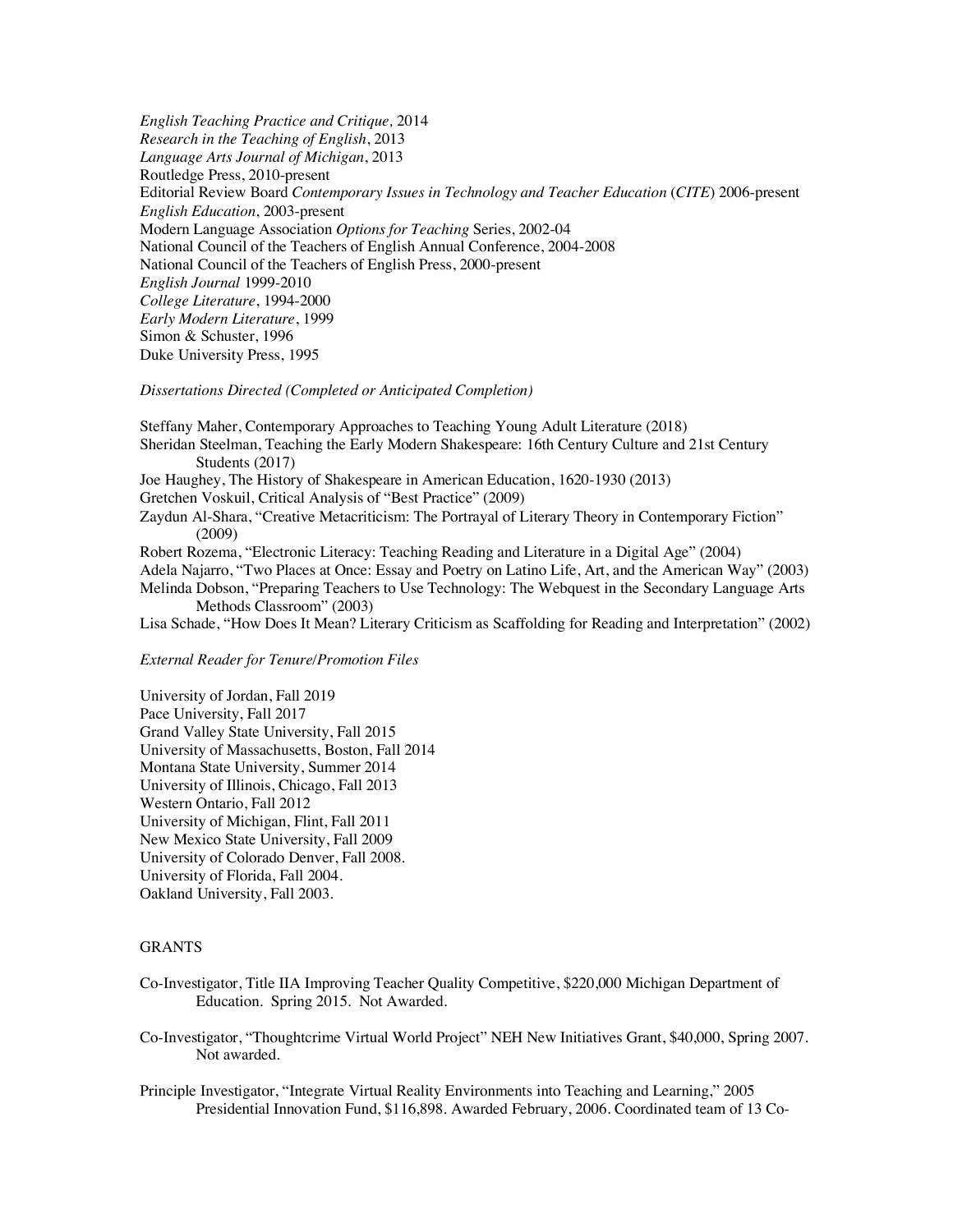*English Teaching Practice and Critique*, 2014
*Research in the Teaching of English*, 2013
*Language Arts Journal of Michigan*, 2013
Routledge Press, 2010-present
Editorial Review Board *Contemporary Issues in Technology and Teacher Education* (*CITE*) 2006-present
*English Education*, 2003-present
Modern Language Association *Options for Teaching* Series, 2002-04
National Council of the Teachers of English Annual Conference, 2004-2008
National Council of the Teachers of English Press, 2000-present
*English Journal* 1999-2010
*College Literature*, 1994-2000
*Early Modern Literature*, 1999
Simon & Schuster, 1996
Duke University Press, 1995

*Dissertations Directed (Completed or Anticipated Completion)*

Steffany Maher, Contemporary Approaches to Teaching Young Adult Literature (2018)
Sheridan Steelman, Teaching the Early Modern Shakespeare: 16th Century Culture and 21st Century Students (2017)
Joe Haughey, The History of Shakespeare in American Education, 1620-1930 (2013)
Gretchen Voskuil, Critical Analysis of "Best Practice" (2009)
Zaydun Al-Shara, "Creative Metacriticism: The Portrayal of Literary Theory in Contemporary Fiction" (2009)
Robert Rozema, "Electronic Literacy: Teaching Reading and Literature in a Digital Age" (2004)
Adela Najarro, "Two Places at Once: Essay and Poetry on Latino Life, Art, and the American Way" (2003)
Melinda Dobson, "Preparing Teachers to Use Technology: The Webquest in the Secondary Language Arts Methods Classroom" (2003)
Lisa Schade, "How Does It Mean? Literary Criticism as Scaffolding for Reading and Interpretation" (2002)

*External Reader for Tenure/Promotion Files*

University of Jordan, Fall 2019
Pace University, Fall 2017
Grand Valley State University, Fall 2015
University of Massachusetts, Boston, Fall 2014
Montana State University, Summer 2014
University of Illinois, Chicago, Fall 2013
Western Ontario, Fall 2012
University of Michigan, Flint, Fall 2011
New Mexico State University, Fall 2009
University of Colorado Denver, Fall 2008.
University of Florida, Fall 2004.
Oakland University, Fall 2003.

## GRANTS

Co-Investigator, Title IIA Improving Teacher Quality Competitive, $220,000 Michigan Department of Education. Spring 2015. Not Awarded.

Co-Investigator, "Thoughtcrime Virtual World Project" NEH New Initiatives Grant, $40,000, Spring 2007. Not awarded.

Principle Investigator, "Integrate Virtual Reality Environments into Teaching and Learning," 2005 Presidential Innovation Fund, $116,898. Awarded February, 2006. Coordinated team of 13 Co-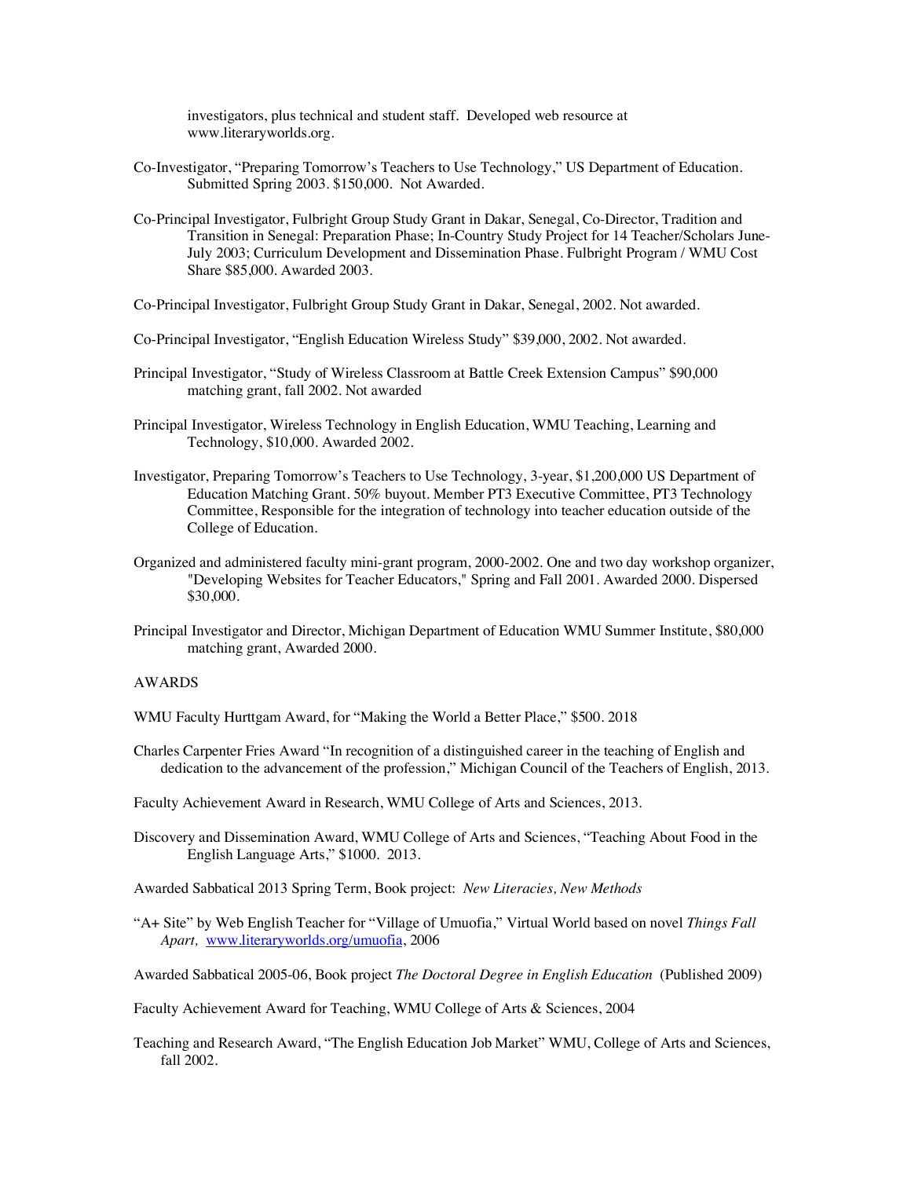investigators, plus technical and student staff. Developed web resource at www.literaryworlds.org.

Co-Investigator, "Preparing Tomorrow's Teachers to Use Technology," US Department of Education. Submitted Spring 2003. $150,000. Not Awarded.

Co-Principal Investigator, Fulbright Group Study Grant in Dakar, Senegal, Co-Director, Tradition and Transition in Senegal: Preparation Phase; In-Country Study Project for 14 Teacher/Scholars June-July 2003; Curriculum Development and Dissemination Phase. Fulbright Program / WMU Cost Share $85,000. Awarded 2003.

Co-Principal Investigator, Fulbright Group Study Grant in Dakar, Senegal, 2002. Not awarded.

Co-Principal Investigator, "English Education Wireless Study" $39,000, 2002. Not awarded.

Principal Investigator, "Study of Wireless Classroom at Battle Creek Extension Campus" $90,000 matching grant, fall 2002. Not awarded

Principal Investigator, Wireless Technology in English Education, WMU Teaching, Learning and Technology, $10,000. Awarded 2002.

Investigator, Preparing Tomorrow's Teachers to Use Technology, 3-year, $1,200,000 US Department of Education Matching Grant. 50% buyout. Member PT3 Executive Committee, PT3 Technology Committee, Responsible for the integration of technology into teacher education outside of the College of Education.

Organized and administered faculty mini-grant program, 2000-2002. One and two day workshop organizer, "Developing Websites for Teacher Educators," Spring and Fall 2001. Awarded 2000. Dispersed $30,000.

Principal Investigator and Director, Michigan Department of Education WMU Summer Institute, $80,000 matching grant, Awarded 2000.

AWARDS

WMU Faculty Hurttgam Award, for "Making the World a Better Place," $500. 2018

Charles Carpenter Fries Award "In recognition of a distinguished career in the teaching of English and dedication to the advancement of the profession," Michigan Council of the Teachers of English, 2013.

Faculty Achievement Award in Research, WMU College of Arts and Sciences, 2013.

Discovery and Dissemination Award, WMU College of Arts and Sciences, "Teaching About Food in the English Language Arts," $1000. 2013.

Awarded Sabbatical 2013 Spring Term, Book project: *New Literacies, New Methods*

"A+ Site" by Web English Teacher for "Village of Umuofia," Virtual World based on novel *Things Fall Apart,* www.literaryworlds.org/umuofia, 2006

Awarded Sabbatical 2005-06, Book project *The Doctoral Degree in English Education* (Published 2009)

Faculty Achievement Award for Teaching, WMU College of Arts & Sciences, 2004

Teaching and Research Award, "The English Education Job Market" WMU, College of Arts and Sciences, fall 2002.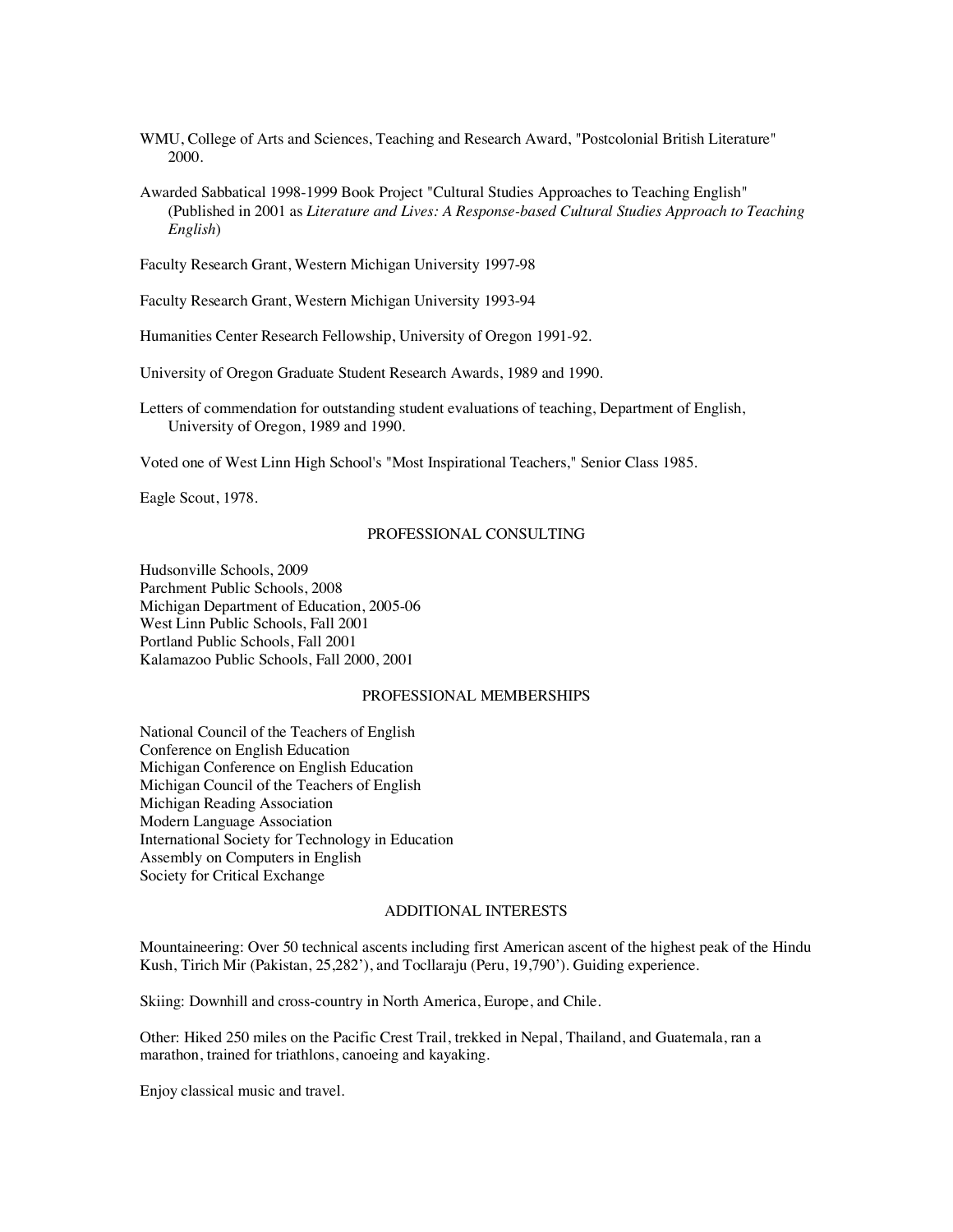WMU, College of Arts and Sciences, Teaching and Research Award, "Postcolonial British Literature" 2000.

Awarded Sabbatical 1998-1999 Book Project "Cultural Studies Approaches to Teaching English" (Published in 2001 as *Literature and Lives: A Response-based Cultural Studies Approach to Teaching English*)

Faculty Research Grant, Western Michigan University 1997-98

Faculty Research Grant, Western Michigan University 1993-94

Humanities Center Research Fellowship, University of Oregon 1991-92.

University of Oregon Graduate Student Research Awards, 1989 and 1990.

Letters of commendation for outstanding student evaluations of teaching, Department of English, University of Oregon, 1989 and 1990.

Voted one of West Linn High School's "Most Inspirational Teachers," Senior Class 1985.

Eagle Scout, 1978.

## PROFESSIONAL CONSULTING

Hudsonville Schools, 2009
Parchment Public Schools, 2008
Michigan Department of Education, 2005-06
West Linn Public Schools, Fall 2001
Portland Public Schools, Fall 2001
Kalamazoo Public Schools, Fall 2000, 2001

## PROFESSIONAL MEMBERSHIPS

National Council of the Teachers of English
Conference on English Education
Michigan Conference on English Education
Michigan Council of the Teachers of English
Michigan Reading Association
Modern Language Association
International Society for Technology in Education
Assembly on Computers in English
Society for Critical Exchange

## ADDITIONAL INTERESTS

Mountaineering: Over 50 technical ascents including first American ascent of the highest peak of the Hindu Kush, Tirich Mir (Pakistan, 25,282'), and Tocllaraju (Peru, 19,790'). Guiding experience.

Skiing: Downhill and cross-country in North America, Europe, and Chile.

Other: Hiked 250 miles on the Pacific Crest Trail, trekked in Nepal, Thailand, and Guatemala, ran a marathon, trained for triathlons, canoeing and kayaking.

Enjoy classical music and travel.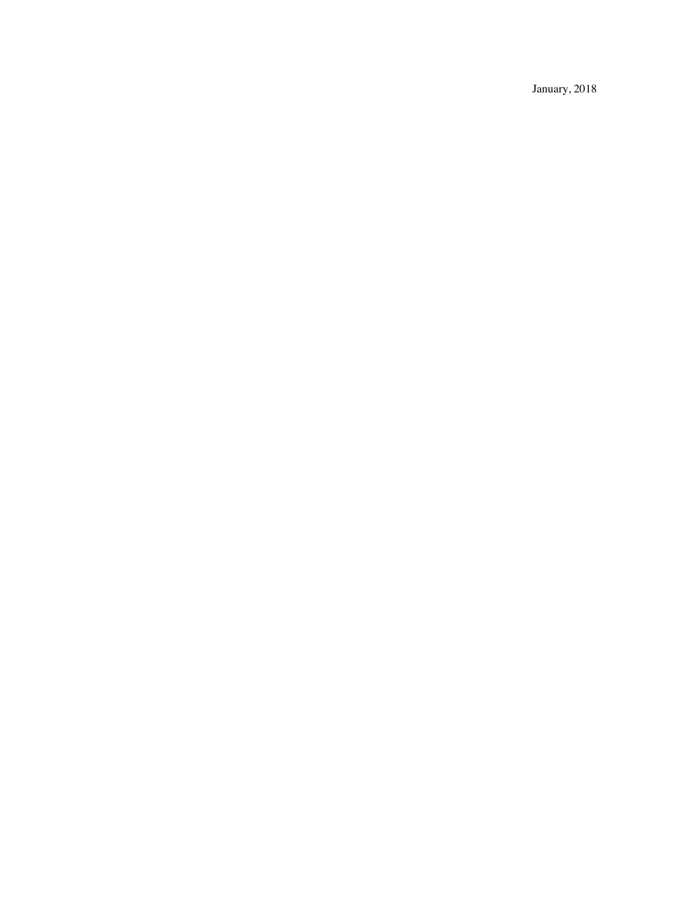January, 2018